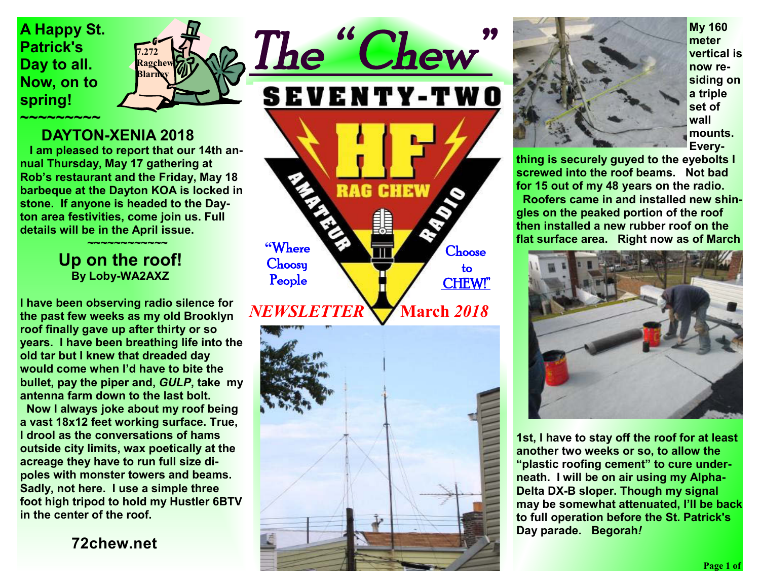A Happy St. Patrick's Day to all. Now, on to spring!

~~~~~~~~~

# The "Chew"

SEVENTY-TWO HF AMATEUR RADIO RAG CHEW

"Where Choosy People Choose to CHEW!"

*NEWSLETTER* March *2018*

## DAYTON-XENIA 2018

I am pleased to report that our 14th annual Thursday, May 17 gathering at Rob's restaurant and the Friday, May 18 barbeque at the Dayton KOA is locked in stone. If anyone is headed to the Dayton area festivities, come join us. Full details will be in the April issue.

~~~~~~~~~~~~

## Up on the roof!

**By Loby-WA2AXZ**

I have been observing radio silence for the past few weeks as my old Brooklyn roof finally gave up after thirty or so years. I have been breathing life into the old tar but I knew that dreaded day would come when I'd have to bite the bullet, pay the piper and, *GULP*, take my antenna farm down to the last bolt.

Now I always joke about my roof being a vast 18x12 feet working surface. True, I drool as the conversations of hams outside city limits, wax poetically at the acreage they have to run full size dipoles with monster towers and beams. Sadly, not here. I use a simple three foot high tripod to hold my Hustler 6BTV in the center of the roof.

My 160 meter vertical is now residing on a triple set of wall mounts. Everything is securely guyed to the eyebolts I screwed into the roof beams. Not bad for 15 out of my 48 years on the radio.

Roofers came in and installed new shingles on the peaked portion of the roof then installed a new rubber roof on the flat surface area. Right now as of March 1st, I have to stay off the roof for at least another two weeks or so, to allow the "plastic roofing cement" to cure underneath. I will be on air using my Alpha-Delta DX-B sloper. Though my signal may be somewhat attenuated, I'll be back to full operation before the St. Patrick's Day parade. Begorah*!*

**72chew.net**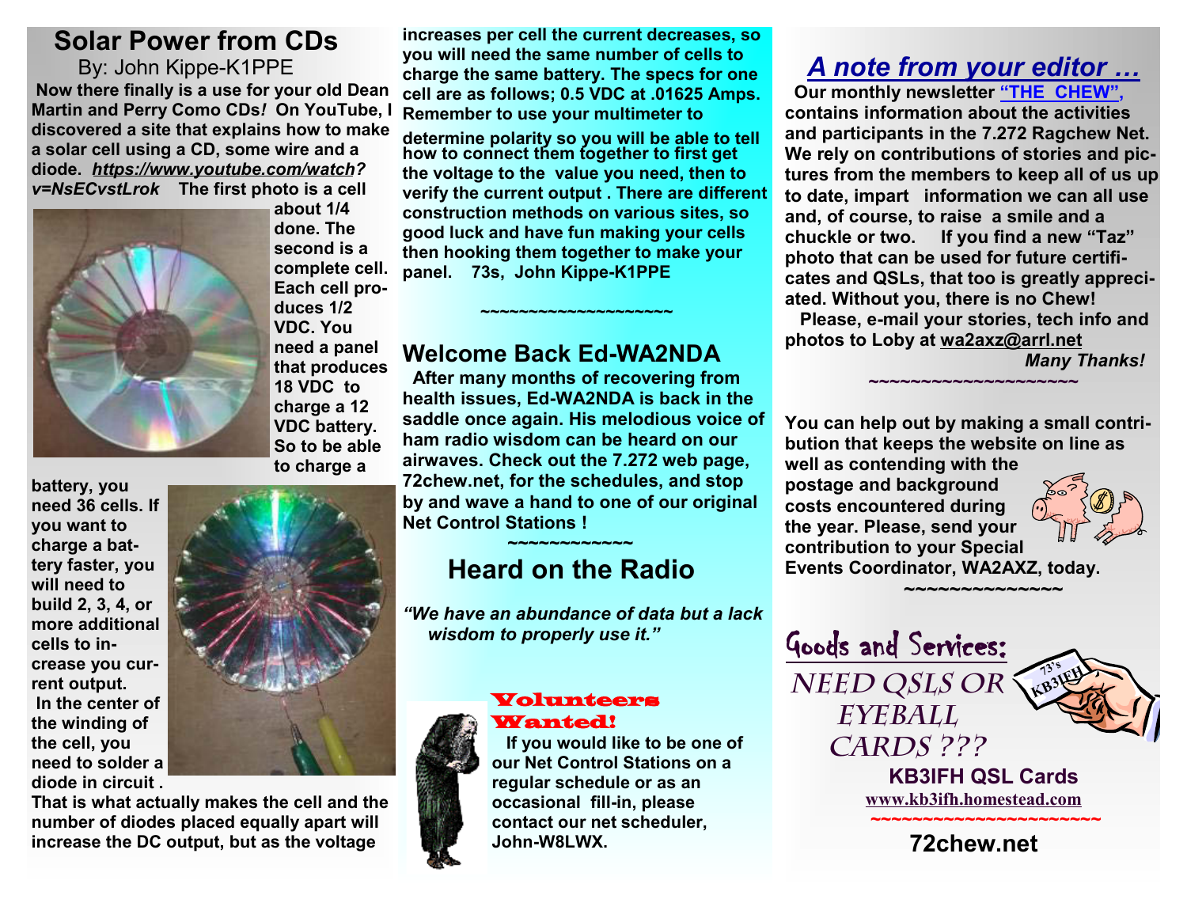## Solar Power from CDs

By: John Kippe-K1PPE

**Now there finally is a use for your old Dean Martin and Perry Como CDs*!* On YouTube, I discovered a site that explains how to make a solar cell using a CD, some wire and a diode. *https://www.youtube.com/watch?v=NsECvstLrok* The first photo is a cell about 1/4 done. The second is a complete cell. Each cell produces 1/2 VDC. You need a panel that produces 18 VDC to charge a 12 VDC battery. So to be able to charge a battery, you need 36 cells. If you want to charge a battery faster, you will need to build 2, 3, 4, or more additional cells to increase you current output.**

**In the center of the winding of the cell, you need to solder a diode in circuit. That is what actually makes the cell and the number of diodes placed equally apart will increase the DC output, but as the voltage increases per cell the current decreases, so you will need the same number of cells to charge the same battery. The specs for one cell are as follows; 0.5 VDC at .01625 Amps. Remember to use your multimeter to determine polarity so you will be able to tell how to connect them together to first get the voltage to the value you need, then to verify the current output . There are different construction methods on various sites, so good luck and have fun making your cells then hooking them together to make your panel. 73s, John Kippe-K1PPE**

~~~~~~~~~~~~~~~~~~~~

## Welcome Back Ed-WA2NDA

**After many months of recovering from health issues, Ed-WA2NDA is back in the saddle once again. His melodious voice of ham radio wisdom can be heard on our airwaves. Check out the 7.272 web page, 72chew.net, for the schedules, and stop by and wave a hand to one of our original Net Control Stations !**

~~~~~~~~~~~~

## Heard on the Radio

***"We have an abundance of data but a lack wisdom to properly use it."***

### Volunteers Wanted!

**If you would like to be one of our Net Control Stations on a regular schedule or as an occasional fill-in, please contact our net scheduler, John-W8LWX.**

## *A note from your editor …*

**Our monthly newsletter "THE CHEW", contains information about the activities and participants in the 7.272 Ragchew Net. We rely on contributions of stories and pictures from the members to keep all of us up to date, impart information we can all use and, of course, to raise a smile and a chuckle or two. If you find a new "Taz" photo that can be used for future certificates and QSLs, that too is greatly appreciated. Without you, there is no Chew!**

**Please, e-mail your stories, tech info and photos to Loby at wa2axz@arrl.net**

***Many Thanks!***

~~~~~~~~~~~~~~~~~~~~

**You can help out by making a small contribution that keeps the website on line as well as contending with the postage and background costs encountered during the year. Please, send your contribution to your Special Events Coordinator, WA2AXZ, today.**

~~~~~~~~~~~~~~

### Goods and Services:

*NEED QSLS OR EYEBALL CARDS ???*

**KB3IFH QSL Cards**

**www.kb3ifh.homestead.com**

~~~~~~~~~~~~~~~~~~~~~~

**72chew.net**